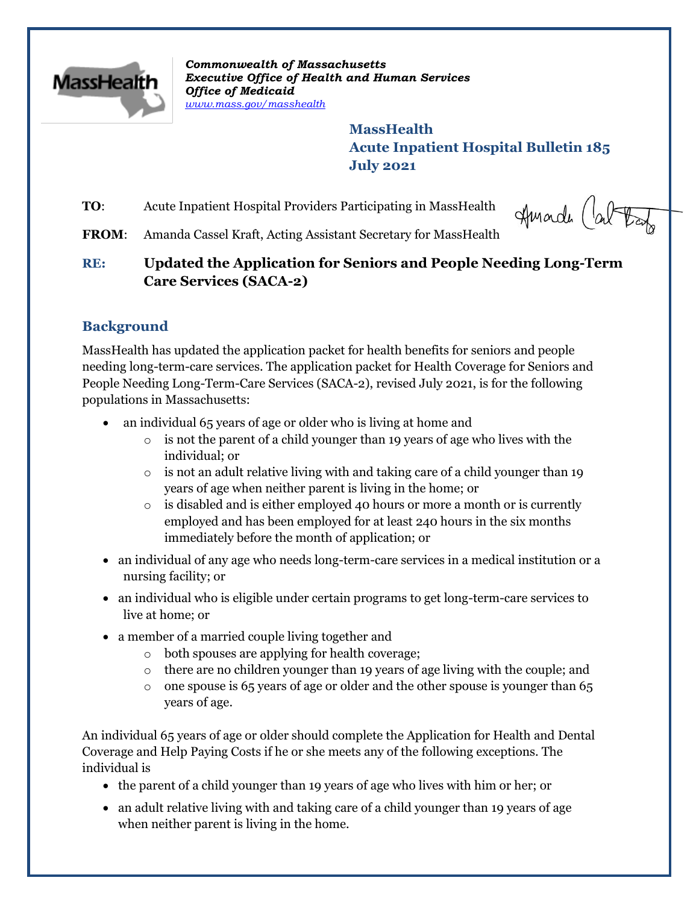*Commonwealth of Massachusetts*
***Executive Office of Health and Human Services***
***Office of Medicaid***
*www.mass.gov/masshealth*

**MassHealth**
**Acute Inpatient Hospital Bulletin 185**
**July 2021**

**TO**: Acute Inpatient Hospital Providers Participating in MassHealth

**FROM**: Amanda Cassel Kraft, Acting Assistant Secretary for MassHealth

**RE: Updated the Application for Seniors and People Needing Long-Term Care Services (SACA-2)**

## Background

MassHealth has updated the application packet for health benefits for seniors and people needing long-term-care services. The application packet for Health Coverage for Seniors and People Needing Long-Term-Care Services (SACA-2), revised July 2021, is for the following populations in Massachusetts:

- an individual 65 years of age or older who is living at home and
  - is not the parent of a child younger than 19 years of age who lives with the individual; or
  - is not an adult relative living with and taking care of a child younger than 19 years of age when neither parent is living in the home; or
  - is disabled and is either employed 40 hours or more a month or is currently employed and has been employed for at least 240 hours in the six months immediately before the month of application; or
- an individual of any age who needs long-term-care services in a medical institution or a nursing facility; or
- an individual who is eligible under certain programs to get long-term-care services to live at home; or
- a member of a married couple living together and
  - both spouses are applying for health coverage;
  - there are no children younger than 19 years of age living with the couple; and
  - one spouse is 65 years of age or older and the other spouse is younger than 65 years of age.

An individual 65 years of age or older should complete the Application for Health and Dental Coverage and Help Paying Costs if he or she meets any of the following exceptions. The individual is

- the parent of a child younger than 19 years of age who lives with him or her; or
- an adult relative living with and taking care of a child younger than 19 years of age when neither parent is living in the home.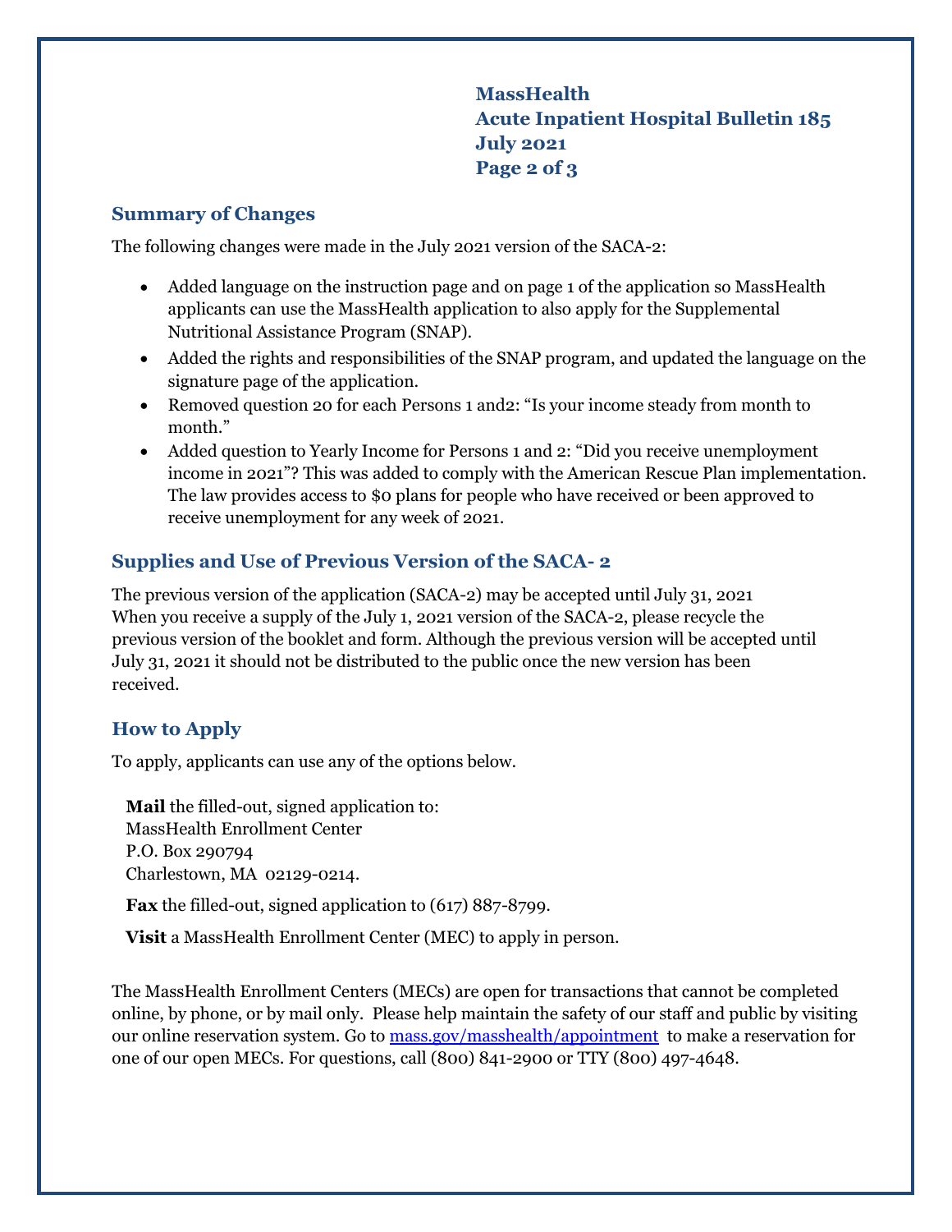## Summary of Changes

The following changes were made in the July 2021 version of the SACA-2:

- Added language on the instruction page and on page 1 of the application so MassHealth applicants can use the MassHealth application to also apply for the Supplemental Nutritional Assistance Program (SNAP).
- Added the rights and responsibilities of the SNAP program, and updated the language on the signature page of the application.
- Removed question 20 for each Persons 1 and2: "Is your income steady from month to month."
- Added question to Yearly Income for Persons 1 and 2: "Did you receive unemployment income in 2021"? This was added to comply with the American Rescue Plan implementation. The law provides access to $0 plans for people who have received or been approved to receive unemployment for any week of 2021.

## Supplies and Use of Previous Version of the SACA- 2

The previous version of the application (SACA-2) may be accepted until July 31, 2021 When you receive a supply of the July 1, 2021 version of the SACA-2, please recycle the previous version of the booklet and form. Although the previous version will be accepted until July 31, 2021 it should not be distributed to the public once the new version has been received.

## How to Apply

To apply, applicants can use any of the options below.

**Mail** the filled-out, signed application to:
MassHealth Enrollment Center
P.O. Box 290794
Charlestown, MA 02129-0214.

**Fax** the filled-out, signed application to (617) 887-8799.

**Visit** a MassHealth Enrollment Center (MEC) to apply in person.

The MassHealth Enrollment Centers (MECs) are open for transactions that cannot be completed online, by phone, or by mail only. Please help maintain the safety of our staff and public by visiting our online reservation system. Go to [mass.gov/masshealth/appointment](mass.gov/masshealth/appointment) to make a reservation for one of our open MECs. For questions, call (800) 841-2900 or TTY (800) 497-4648.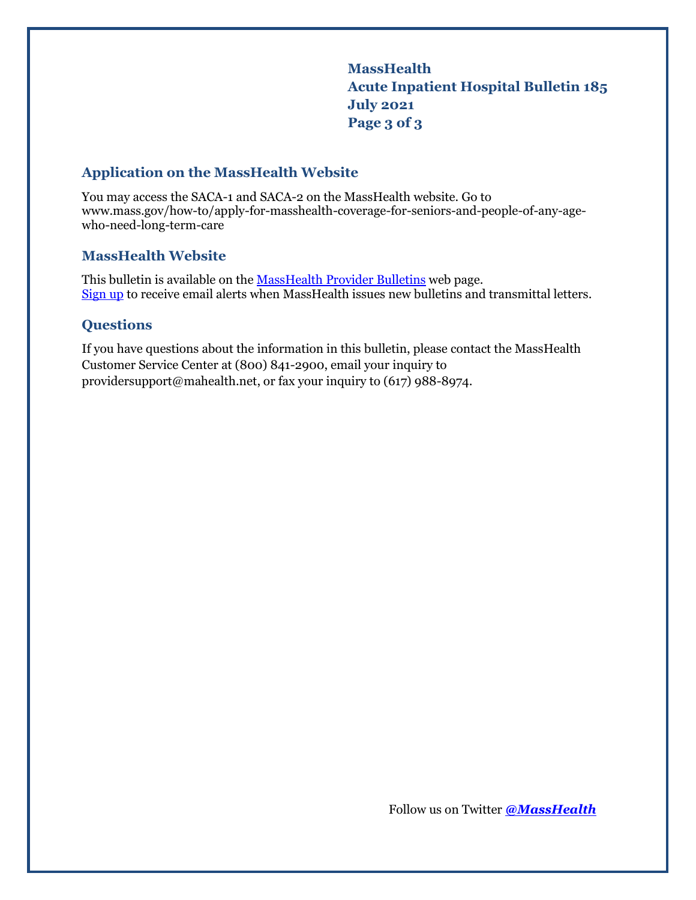## Application on the MassHealth Website

You may access the SACA-1 and SACA-2 on the MassHealth website. Go to www.mass.gov/how-to/apply-for-masshealth-coverage-for-seniors-and-people-of-any-age-who-need-long-term-care

## MassHealth Website

This bulletin is available on the MassHealth Provider Bulletins web page.
Sign up to receive email alerts when MassHealth issues new bulletins and transmittal letters.

## Questions

If you have questions about the information in this bulletin, please contact the MassHealth Customer Service Center at (800) 841-2900, email your inquiry to providersupport@mahealth.net, or fax your inquiry to (617) 988-8974.

Follow us on Twitter ***@MassHealth***